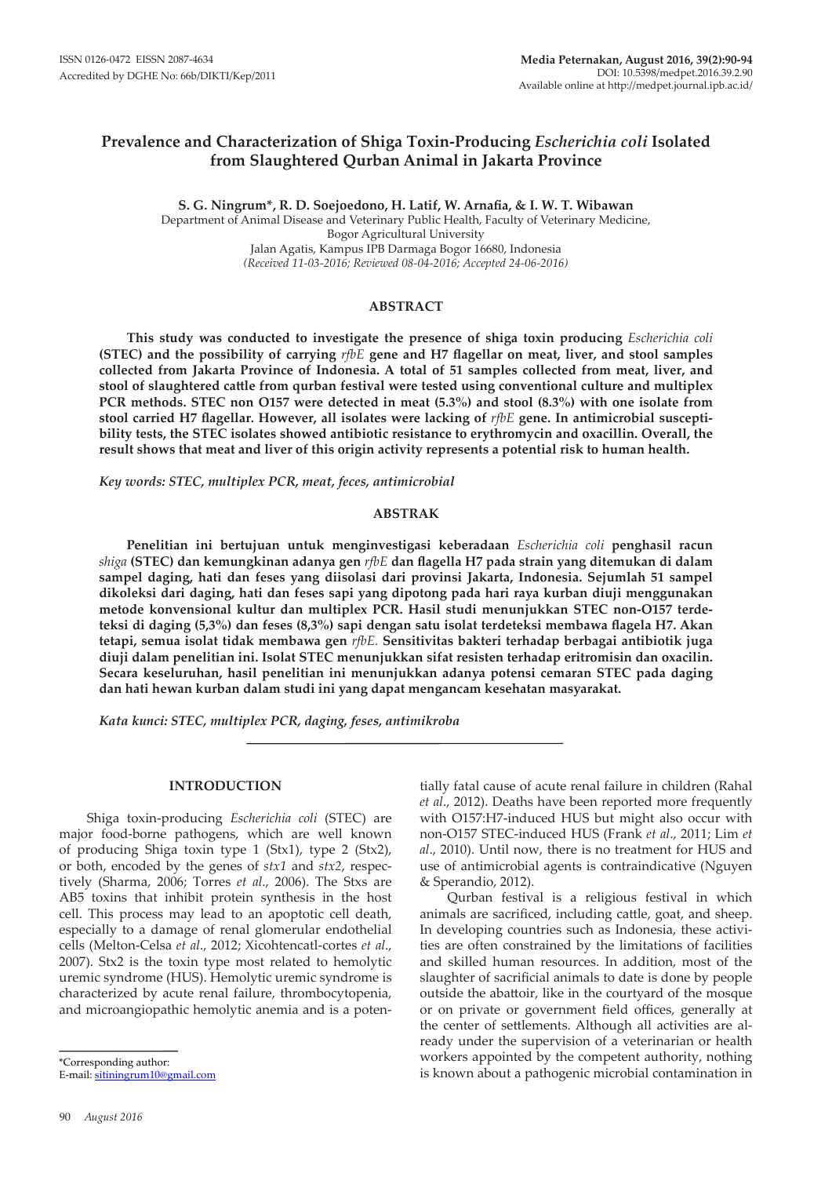# Prevalence and Characterization of Shiga Toxin-Producing *Escherichia coli* Isolated from Slaughtered Qurban Animal in Jakarta Province

**S. G. Ningrum\*, R. D. Soejoedono, H. Latif, W. Arnafia, & I. W. T. Wibawan**

Department of Animal Disease and Veterinary Public Health, Faculty of Veterinary Medicine, Bogor Agricultural University
Jalan Agatis, Kampus IPB Darmaga Bogor 16680, Indonesia
*(Received 11-03-2016; Reviewed 08-04-2016; Accepted 24-06-2016)*

## ABSTRACT

**This study was conducted to investigate the presence of shiga toxin producing *Escherichia coli* (STEC) and the possibility of carrying *rfbE* gene and H7 flagellar on meat, liver, and stool samples collected from Jakarta Province of Indonesia. A total of 51 samples collected from meat, liver, and stool of slaughtered cattle from qurban festival were tested using conventional culture and multiplex PCR methods. STEC non O157 were detected in meat (5.3%) and stool (8.3%) with one isolate from stool carried H7 flagellar. However, all isolates were lacking of *rfbE* gene. In antimicrobial susceptibility tests, the STEC isolates showed antibiotic resistance to erythromycin and oxacillin. Overall, the result shows that meat and liver of this origin activity represents a potential risk to human health.**

*Key words: STEC, multiplex PCR, meat, feces, antimicrobial*

## ABSTRAK

**Penelitian ini bertujuan untuk menginvestigasi keberadaan *Escherichia coli* penghasil racun *shiga* (STEC) dan kemungkinan adanya gen *rfbE* dan flagella H7 pada strain yang ditemukan di dalam sampel daging, hati dan feses yang diisolasi dari provinsi Jakarta, Indonesia. Sejumlah 51 sampel dikoleksi dari daging, hati dan feses sapi yang dipotong pada hari raya kurban diuji menggunakan metode konvensional kultur dan multiplex PCR. Hasil studi menunjukkan STEC non-O157 terdeteksi di daging (5,3%) dan feses (8,3%) sapi dengan satu isolat terdeteksi membawa flagela H7. Akan tetapi, semua isolat tidak membawa gen *rfbE.* Sensitivitas bakteri terhadap berbagai antibiotik juga diuji dalam penelitian ini. Isolat STEC menunjukkan sifat resisten terhadap eritromisin dan oxacilin. Secara keseluruhan, hasil penelitian ini menunjukkan adanya potensi cemaran STEC pada daging dan hati hewan kurban dalam studi ini yang dapat mengancam kesehatan masyarakat.**

*Kata kunci: STEC, multiplex PCR, daging, feses, antimikroba*

## INTRODUCTION

Shiga toxin-producing *Escherichia coli* (STEC) are major food-borne pathogens, which are well known of producing Shiga toxin type 1 (Stx1), type 2 (Stx2), or both, encoded by the genes of *stx1* and *stx2*, respectively (Sharma, 2006; Torres *et al*., 2006). The Stxs are AB5 toxins that inhibit protein synthesis in the host cell. This process may lead to an apoptotic cell death, especially to a damage of renal glomerular endothelial cells (Melton-Celsa *et al*., 2012; Xicohtencatl-cortes *et al*., 2007). Stx2 is the toxin type most related to hemolytic uremic syndrome (HUS). Hemolytic uremic syndrome is characterized by acute renal failure, thrombocytopenia, and microangiopathic hemolytic anemia and is a potentially fatal cause of acute renal failure in children (Rahal *et al*., 2012). Deaths have been reported more frequently with O157:H7-induced HUS but might also occur with non-O157 STEC-induced HUS (Frank *et al*., 2011; Lim *et al*., 2010). Until now, there is no treatment for HUS and use of antimicrobial agents is contraindicative (Nguyen & Sperandio, 2012).

Qurban festival is a religious festival in which animals are sacrificed, including cattle, goat, and sheep. In developing countries such as Indonesia, these activities are often constrained by the limitations of facilities and skilled human resources. In addition, most of the slaughter of sacrificial animals to date is done by people outside the abattoir, like in the courtyard of the mosque or on private or government field offices, generally at the center of settlements. Although all activities are already under the supervision of a veterinarian or health workers appointed by the competent authority, nothing is known about a pathogenic microbial contamination in

\*Corresponding author:
E-mail: sitiningrum10@gmail.com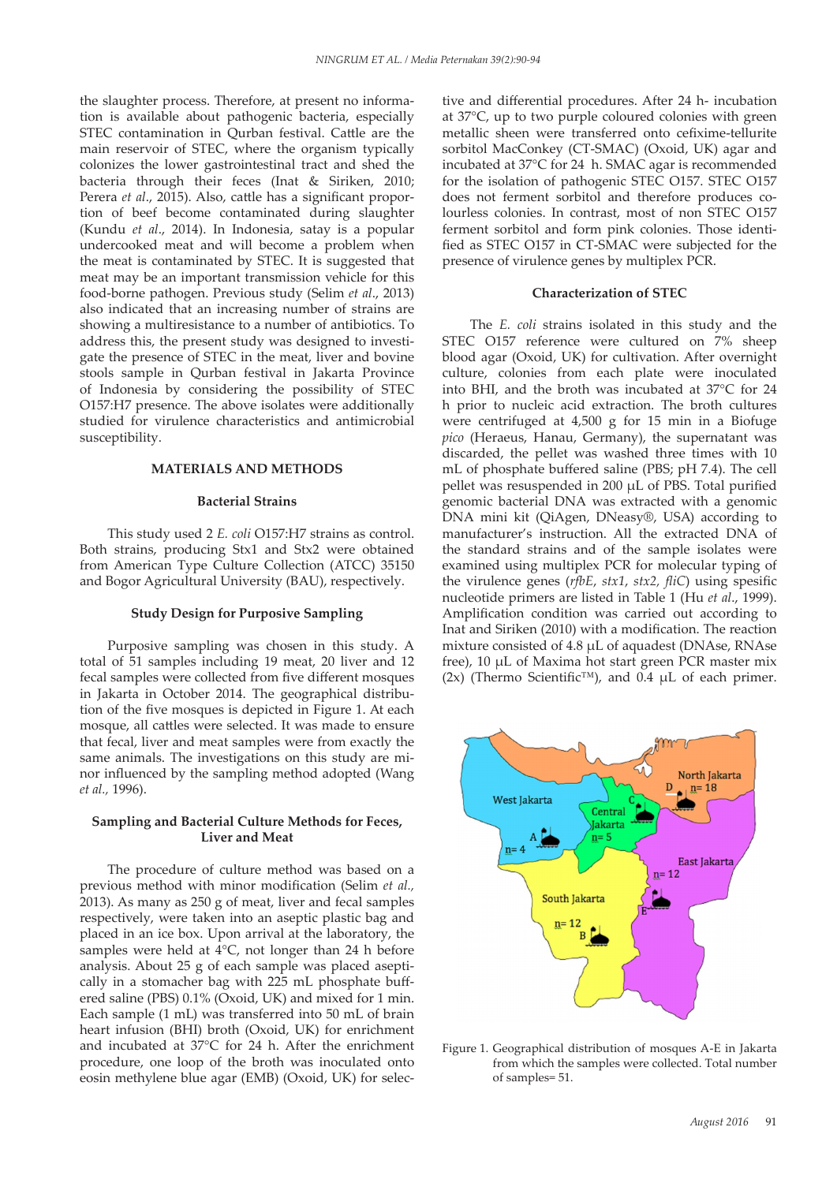the slaughter process. Therefore, at present no information is available about pathogenic bacteria, especially STEC contamination in Qurban festival. Cattle are the main reservoir of STEC, where the organism typically colonizes the lower gastrointestinal tract and shed the bacteria through their feces (Inat & Siriken, 2010; Perera *et al*., 2015). Also, cattle has a significant proportion of beef become contaminated during slaughter (Kundu *et al*., 2014). In Indonesia, satay is a popular undercooked meat and will become a problem when the meat is contaminated by STEC. It is suggested that meat may be an important transmission vehicle for this food-borne pathogen. Previous study (Selim *et al*., 2013) also indicated that an increasing number of strains are showing a multiresistance to a number of antibiotics. To address this, the present study was designed to investigate the presence of STEC in the meat, liver and bovine stools sample in Qurban festival in Jakarta Province of Indonesia by considering the possibility of STEC O157:H7 presence. The above isolates were additionally studied for virulence characteristics and antimicrobial susceptibility.

## MATERIALS AND METHODS

### Bacterial Strains

This study used 2 *E. coli* O157:H7 strains as control. Both strains, producing Stx1 and Stx2 were obtained from American Type Culture Collection (ATCC) 35150 and Bogor Agricultural University (BAU), respectively.

### Study Design for Purposive Sampling

Purposive sampling was chosen in this study. A total of 51 samples including 19 meat, 20 liver and 12 fecal samples were collected from five different mosques in Jakarta in October 2014. The geographical distribution of the five mosques is depicted in Figure 1. At each mosque, all cattles were selected. It was made to ensure that fecal, liver and meat samples were from exactly the same animals. The investigations on this study are minor influenced by the sampling method adopted (Wang *et al.,* 1996).

### Sampling and Bacterial Culture Methods for Feces, Liver and Meat

The procedure of culture method was based on a previous method with minor modification (Selim *et al.,* 2013). As many as 250 g of meat, liver and fecal samples respectively, were taken into an aseptic plastic bag and placed in an ice box. Upon arrival at the laboratory, the samples were held at 4°C, not longer than 24 h before analysis. About 25 g of each sample was placed aseptically in a stomacher bag with 225 mL phosphate buffered saline (PBS) 0.1% (Oxoid, UK) and mixed for 1 min. Each sample (1 mL) was transferred into 50 mL of brain heart infusion (BHI) broth (Oxoid, UK) for enrichment and incubated at 37°C for 24 h. After the enrichment procedure, one loop of the broth was inoculated onto eosin methylene blue agar (EMB) (Oxoid, UK) for selective and differential procedures. After 24 h- incubation at 37°C, up to two purple coloured colonies with green metallic sheen were transferred onto cefixime-tellurite sorbitol MacConkey (CT-SMAC) (Oxoid, UK) agar and incubated at 37°C for 24 h. SMAC agar is recommended for the isolation of pathogenic STEC O157. STEC O157 does not ferment sorbitol and therefore produces colourless colonies. In contrast, most of non STEC O157 ferment sorbitol and form pink colonies. Those identified as STEC O157 in CT-SMAC were subjected for the presence of virulence genes by multiplex PCR.

### Characterization of STEC

The *E. coli* strains isolated in this study and the STEC O157 reference were cultured on 7% sheep blood agar (Oxoid, UK) for cultivation. After overnight culture, colonies from each plate were inoculated into BHI, and the broth was incubated at 37°C for 24 h prior to nucleic acid extraction. The broth cultures were centrifuged at 4,500 g for 15 min in a Biofuge *pico* (Heraeus, Hanau, Germany), the supernatant was discarded, the pellet was washed three times with 10 mL of phosphate buffered saline (PBS; pH 7.4). The cell pellet was resuspended in 200 µL of PBS. Total purified genomic bacterial DNA was extracted with a genomic DNA mini kit (QiAgen, DNeasy®, USA) according to manufacturer's instruction. All the extracted DNA of the standard strains and of the sample isolates were examined using multiplex PCR for molecular typing of the virulence genes (*rfbE*, *stx1*, *stx2*, *fliC*) using spesific nucleotide primers are listed in Table 1 (Hu *et al*., 1999). Amplification condition was carried out according to Inat and Siriken (2010) with a modification. The reaction mixture consisted of 4.8 µL of aquadest (DNAse, RNAse free), 10 µL of Maxima hot start green PCR master mix (2x) (Thermo Scientific™), and 0.4 µL of each primer.

Figure 1. Geographical distribution of mosques A-E in Jakarta from which the samples were collected. Total number of samples= 51.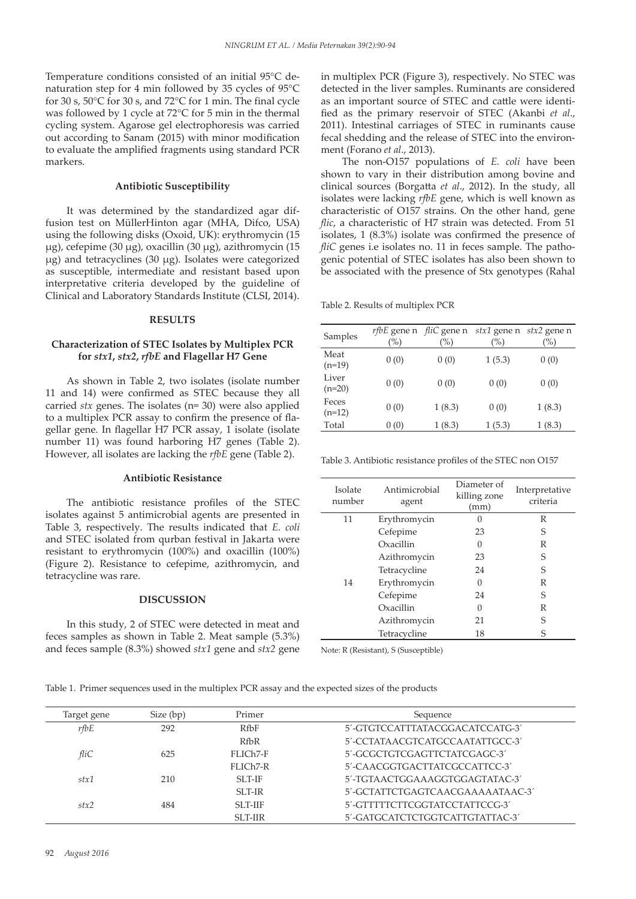Temperature conditions consisted of an initial 95°C denaturation step for 4 min followed by 35 cycles of 95°C for 30 s, 50°C for 30 s, and 72°C for 1 min. The final cycle was followed by 1 cycle at 72°C for 5 min in the thermal cycling system. Agarose gel electrophoresis was carried out according to Sanam (2015) with minor modification to evaluate the amplified fragments using standard PCR markers.

### Antibiotic Susceptibility

It was determined by the standardized agar diffusion test on MüllerHinton agar (MHA, Difco, USA) using the following disks (Oxoid, UK): erythromycin (15 μg), cefepime (30 μg), oxacillin (30 μg), azithromycin (15 μg) and tetracyclines (30 μg). Isolates were categorized as susceptible, intermediate and resistant based upon interpretative criteria developed by the guideline of Clinical and Laboratory Standards Institute (CLSI, 2014).

## RESULTS

### Characterization of STEC Isolates by Multiplex PCR for *stx1*, *stx2*, *rfbE* and Flagellar H7 Gene

As shown in Table 2, two isolates (isolate number 11 and 14) were confirmed as STEC because they all carried *stx* genes. The isolates (n= 30) were also applied to a multiplex PCR assay to confirm the presence of flagellar gene. In flagellar H7 PCR assay, 1 isolate (isolate number 11) was found harboring H7 genes (Table 2). However, all isolates are lacking the *rfbE* gene (Table 2).

### Antibiotic Resistance

The antibiotic resistance profiles of the STEC isolates against 5 antimicrobial agents are presented in Table 3, respectively. The results indicated that *E. coli* and STEC isolated from qurban festival in Jakarta were resistant to erythromycin (100%) and oxacillin (100%) (Figure 2). Resistance to cefepime, azithromycin, and tetracycline was rare.

## DISCUSSION

In this study, 2 of STEC were detected in meat and feces samples as shown in Table 2. Meat sample (5.3%) and feces sample (8.3%) showed *stx1* gene and *stx2* gene in multiplex PCR (Figure 3), respectively. No STEC was detected in the liver samples. Ruminants are considered as an important source of STEC and cattle were identified as the primary reservoir of STEC (Akanbi *et al*., 2011). Intestinal carriages of STEC in ruminants cause fecal shedding and the release of STEC into the environment (Forano *et al*., 2013).

The non-O157 populations of *E. coli* have been shown to vary in their distribution among bovine and clinical sources (Borgatta *et al*., 2012). In the study, all isolates were lacking *rfbE* gene, which is well known as characteristic of O157 strains. On the other hand, gene *flic*, a characteristic of H7 strain was detected. From 51 isolates, 1 (8.3%) isolate was confirmed the presence of *fliC* genes i.e isolates no. 11 in feces sample. The pathogenic potential of STEC isolates has also been shown to be associated with the presence of Stx genotypes (Rahal

Table 2. Results of multiplex PCR

| Samples | *rfbE* gene n (%) | *fliC* gene n (%) | *stx1* gene n (%) | *stx2* gene n (%) |
|---|---|---|---|---|
| Meat (n=19) | 0 (0) | 0 (0) | 1 (5.3) | 0 (0) |
| Liver (n=20) | 0 (0) | 0 (0) | 0 (0) | 0 (0) |
| Feces (n=12) | 0 (0) | 1 (8.3) | 0 (0) | 1 (8.3) |
| Total | 0 (0) | 1 (8.3) | 1 (5.3) | 1 (8.3) |

Table 3. Antibiotic resistance profiles of the STEC non O157

| Isolate number | Antimicrobial agent | Diameter of killing zone (mm) | Interpretative criteria |
|---|---|---|---|
| 11 | Erythromycin | 0 | R |
| | Cefepime | 23 | S |
| | Oxacillin | 0 | R |
| | Azithromycin | 23 | S |
| | Tetracycline | 24 | S |
| 14 | Erythromycin | 0 | R |
| | Cefepime | 24 | S |
| | Oxacillin | 0 | R |
| | Azithromycin | 21 | S |
| | Tetracycline | 18 | S |

Note: R (Resistant), S (Susceptible)

Table 1. Primer sequences used in the multiplex PCR assay and the expected sizes of the products

| Target gene | Size (bp) | Primer | Sequence |
|---|---|---|---|
| *rfbE* | 292 | RfbF | 5′-GTGTCCATTTATACGGACATCCATG-3′ |
| | | RfbR | 5′-CCTATAACGTCATGCCAATATTGCC-3′ |
| *fliC* | 625 | FLICh7-F | 5′-GCGCTGTCGAGTTCTATCGAGC-3′ |
| | | FLICh7-R | 5′-CAACGGTGACTTTATCGCCATTCC-3′ |
| *stx1* | 210 | SLT-IF | 5′-TGTAACTGGAAAGGTGGAGTATAC-3′ |
| | | SLT-IR | 5′-GCTATTCTGAGTCAACGAAAAATAAC-3′ |
| *stx2* | 484 | SLT-IIF | 5′-GTTTTTCTTCGGTATCCTATTCCG-3′ |
| | | SLT-IIR | 5′-GATGCATCTCTGGTCATTGTATTAC-3′ |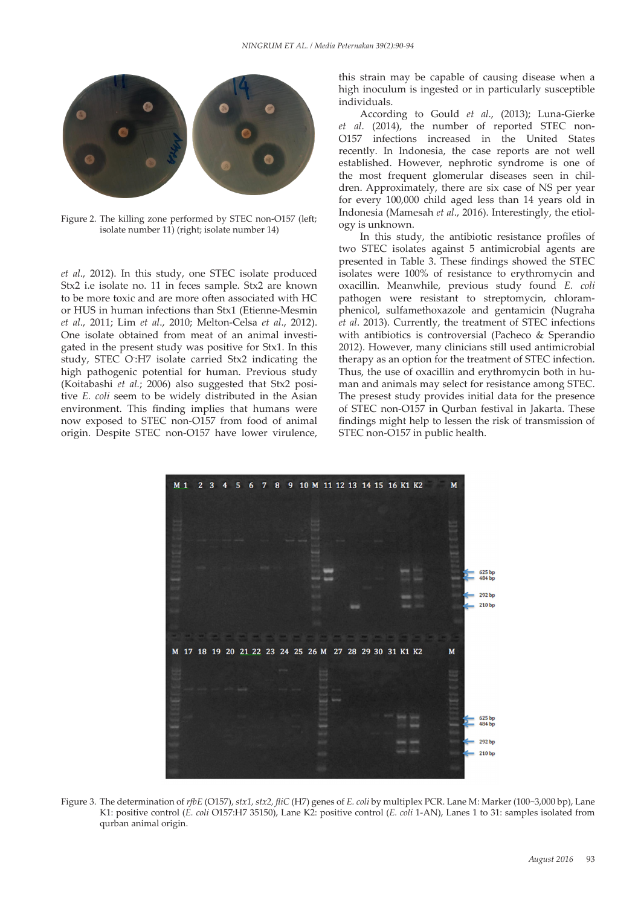Figure 2. The killing zone performed by STEC non-O157 (left; isolate number 11) (right; isolate number 14)

*et al*., 2012). In this study, one STEC isolate produced Stx2 i.e isolate no. 11 in feces sample. Stx2 are known to be more toxic and are more often associated with HC or HUS in human infections than Stx1 (Etienne-Mesmin *et al*., 2011; Lim *et al*., 2010; Melton-Celsa *et al*., 2012). One isolate obtained from meat of an animal investigated in the present study was positive for Stx1. In this study, STEC O-:H7 isolate carried Stx2 indicating the high pathogenic potential for human. Previous study (Koitabashi *et al*.; 2006) also suggested that Stx2 positive *E. coli* seem to be widely distributed in the Asian environment. This finding implies that humans were now exposed to STEC non-O157 from food of animal origin. Despite STEC non-O157 have lower virulence, this strain may be capable of causing disease when a high inoculum is ingested or in particularly susceptible individuals.

According to Gould *et al*., (2013); Luna-Gierke *et al*. (2014), the number of reported STEC non-O157 infections increased in the United States recently. In Indonesia, the case reports are not well established. However, nephrotic syndrome is one of the most frequent glomerular diseases seen in children. Approximately, there are six case of NS per year for every 100,000 child aged less than 14 years old in Indonesia (Mamesah *et al*., 2016). Interestingly, the etiology is unknown.

In this study, the antibiotic resistance profiles of two STEC isolates against 5 antimicrobial agents are presented in Table 3. These findings showed the STEC isolates were 100% of resistance to erythromycin and oxacillin. Meanwhile, previous study found *E. coli* pathogen were resistant to streptomycin, chloramphenicol, sulfamethoxazole and gentamicin (Nugraha *et al*. 2013). Currently, the treatment of STEC infections with antibiotics is controversial (Pacheco & Sperandio 2012). However, many clinicians still used antimicrobial therapy as an option for the treatment of STEC infection. Thus, the use of oxacillin and erythromycin both in human and animals may select for resistance among STEC. The presest study provides initial data for the presence of STEC non-O157 in Qurban festival in Jakarta. These findings might help to lessen the risk of transmission of STEC non-O157 in public health.

Figure 3. The determination of *rfbE* (O157), *stx1*, *stx2*, *fliC* (H7) genes of *E. coli* by multiplex PCR. Lane M: Marker (100~3,000 bp), Lane K1: positive control (*E. coli* O157:H7 35150), Lane K2: positive control (*E. coli* 1-AN), Lanes 1 to 31: samples isolated from qurban animal origin.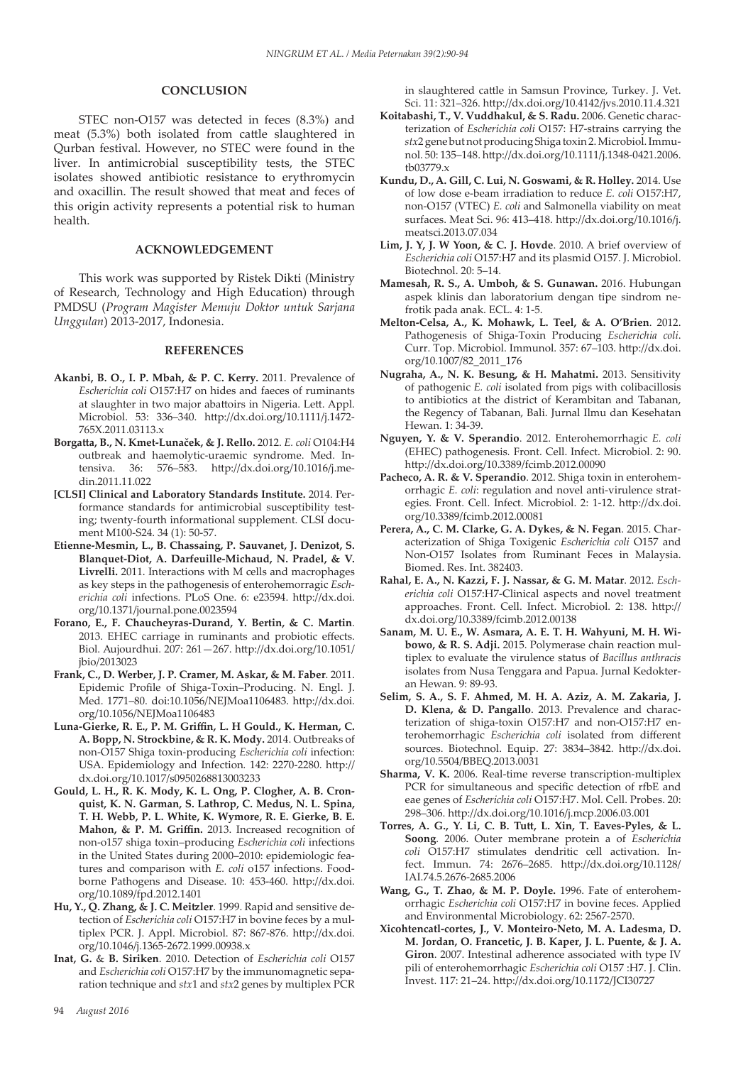## CONCLUSION

STEC non-O157 was detected in feces (8.3%) and meat (5.3%) both isolated from cattle slaughtered in Qurban festival. However, no STEC were found in the liver. In antimicrobial susceptibility tests, the STEC isolates showed antibiotic resistance to erythromycin and oxacillin. The result showed that meat and feces of this origin activity represents a potential risk to human health.

## ACKNOWLEDGEMENT

This work was supported by Ristek Dikti (Ministry of Research, Technology and High Education) through PMDSU (*Program Magister Menuju Doktor untuk Sarjana Unggulan*) 2013-2017, Indonesia.

## REFERENCES

**Akanbi, B. O., I. P. Mbah, & P. C. Kerry.** 2011. Prevalence of *Escherichia coli* O157:H7 on hides and faeces of ruminants at slaughter in two major abattoirs in Nigeria. Lett. Appl. Microbiol. 53: 336–340. http://dx.doi.org/10.1111/j.1472-765X.2011.03113.x

**Borgatta, B., N. Kmet-Lunaček, & J. Rello.** 2012. *E. coli* O104:H4 outbreak and haemolytic-uraemic syndrome. Med. Intensiva. 36: 576–583. http://dx.doi.org/10.1016/j.medin.2011.11.022

**[CLSI] Clinical and Laboratory Standards Institute.** 2014. Performance standards for antimicrobial susceptibility testing; twenty-fourth informational supplement. CLSI document M100-S24. 34 (1): 50-57.

**Etienne-Mesmin, L., B. Chassaing, P. Sauvanet, J. Denizot, S. Blanquet-Diot, A. Darfeuille-Michaud, N. Pradel, & V. Livrelli.** 2011. Interactions with M cells and macrophages as key steps in the pathogenesis of enterohemorragic *Escherichia coli* infections. PLoS One. 6: e23594. http://dx.doi.org/10.1371/journal.pone.0023594

**Forano, E., F. Chaucheyras-Durand, Y. Bertin, & C. Martin.** 2013. EHEC carriage in ruminants and probiotic effects. Biol. Aujourdhui. 207: 261—267. http://dx.doi.org/10.1051/jbio/2013023

**Frank, C., D. Werber, J. P. Cramer, M. Askar, & M. Faber.** 2011. Epidemic Profile of Shiga-Toxin–Producing. N. Engl. J. Med. 1771–80. doi:10.1056/NEJMoa1106483. http://dx.doi.org/10.1056/NEJMoa1106483

**Luna-Gierke, R. E., P. M. Griffin, L. H Gould., K. Herman, C. A. Bopp, N. Strockbine, & R. K. Mody.** 2014. Outbreaks of non-O157 Shiga toxin-producing *Escherichia coli* infection: USA. Epidemiology and Infection. 142: 2270-2280. http://dx.doi.org/10.1017/s0950268813003233

**Gould, L. H., R. K. Mody, K. L. Ong, P. Clogher, A. B. Cronquist, K. N. Garman, S. Lathrop, C. Medus, N. L. Spina, T. H. Webb, P. L. White, K. Wymore, R. E. Gierke, B. E. Mahon, & P. M. Griffin.** 2013. Increased recognition of non-o157 shiga toxin–producing *Escherichia coli* infections in the United States during 2000–2010: epidemiologic features and comparison with *E. coli* o157 infections. Foodborne Pathogens and Disease. 10: 453-460. http://dx.doi.org/10.1089/fpd.2012.1401

**Hu, Y., Q. Zhang, & J. C. Meitzler.** 1999. Rapid and sensitive detection of *Escherichia coli* O157:H7 in bovine feces by a multiplex PCR. J. Appl. Microbiol. 87: 867-876. http://dx.doi.org/10.1046/j.1365-2672.1999.00938.x

**Inat, G.** & **B. Siriken**. 2010. Detection of *Escherichia coli* O157 and *Escherichia coli* O157:H7 by the immunomagnetic separation technique and *stx*1 and *stx*2 genes by multiplex PCR in slaughtered cattle in Samsun Province, Turkey. J. Vet. Sci. 11: 321–326. http://dx.doi.org/10.4142/jvs.2010.11.4.321

**Koitabashi, T., V. Vuddhakul, & S. Radu.** 2006. Genetic characterization of *Escherichia coli* O157: H7-strains carrying the *stx*2 gene but not producing Shiga toxin 2. Microbiol. Immunol. 50: 135–148. http://dx.doi.org/10.1111/j.1348-0421.2006.tb03779.x

**Kundu, D., A. Gill, C. Lui, N. Goswami, & R. Holley.** 2014. Use of low dose e-beam irradiation to reduce *E. coli* O157:H7, non-O157 (VTEC) *E. coli* and Salmonella viability on meat surfaces. Meat Sci. 96: 413–418. http://dx.doi.org/10.1016/j.meatsci.2013.07.034

**Lim, J. Y, J. W Yoon, & C. J. Hovde**. 2010. A brief overview of *Escherichia coli* O157:H7 and its plasmid O157. J. Microbiol. Biotechnol. 20: 5–14.

**Mamesah, R. S., A. Umboh, & S. Gunawan.** 2016. Hubungan aspek klinis dan laboratorium dengan tipe sindrom nefrotik pada anak. ECL. 4: 1-5.

**Melton-Celsa, A., K. Mohawk, L. Teel, & A. O'Brien**. 2012. Pathogenesis of Shiga-Toxin Producing *Escherichia coli*. Curr. Top. Microbiol. Immunol. 357: 67–103. http://dx.doi.org/10.1007/82_2011_176

**Nugraha, A., N. K. Besung, & H. Mahatmi.** 2013. Sensitivity of pathogenic *E. coli* isolated from pigs with colibacillosis to antibiotics at the district of Kerambitan and Tabanan, the Regency of Tabanan, Bali. Jurnal Ilmu dan Kesehatan Hewan. 1: 34-39.

**Nguyen, Y. & V. Sperandio**. 2012. Enterohemorrhagic *E. coli* (EHEC) pathogenesis. Front. Cell. Infect. Microbiol. 2: 90. http://dx.doi.org/10.3389/fcimb.2012.00090

**Pacheco, A. R. & V. Sperandio**. 2012. Shiga toxin in enterohemorrhagic *E. coli*: regulation and novel anti-virulence strategies. Front. Cell. Infect. Microbiol. 2: 1-12. http://dx.doi.org/10.3389/fcimb.2012.00081

**Perera, A., C. M. Clarke, G. A. Dykes, & N. Fegan**. 2015. Characterization of Shiga Toxigenic *Escherichia coli* O157 and Non-O157 Isolates from Ruminant Feces in Malaysia. Biomed. Res. Int. 382403.

**Rahal, E. A., N. Kazzi, F. J. Nassar, & G. M. Matar**. 2012. *Escherichia coli* O157:H7-Clinical aspects and novel treatment approaches. Front. Cell. Infect. Microbiol. 2: 138. http://dx.doi.org/10.3389/fcimb.2012.00138

**Sanam, M. U. E., W. Asmara, A. E. T. H. Wahyuni, M. H. Wibowo, & R. S. Adji.** 2015. Polymerase chain reaction multiplex to evaluate the virulence status of *Bacillus anthracis* isolates from Nusa Tenggara and Papua. Jurnal Kedokteran Hewan. 9: 89-93.

**Selim, S. A., S. F. Ahmed, M. H. A. Aziz, A. M. Zakaria, J. D. Klena, & D. Pangallo**. 2013. Prevalence and characterization of shiga-toxin O157:H7 and non-O157:H7 enterohemorrhagic *Escherichia coli* isolated from different sources. Biotechnol. Equip. 27: 3834–3842. http://dx.doi.org/10.5504/BBEQ.2013.0031

**Sharma, V. K.** 2006. Real-time reverse transcription-multiplex PCR for simultaneous and specific detection of rfbE and eae genes of *Escherichia coli* O157:H7. Mol. Cell. Probes. 20: 298–306. http://dx.doi.org/10.1016/j.mcp.2006.03.001

**Torres, A. G., Y. Li, C. B. Tutt, L. Xin, T. Eaves-Pyles, & L. Soong**. 2006. Outer membrane protein a of *Escherichia coli* O157:H7 stimulates dendritic cell activation. Infect. Immun. 74: 2676–2685. http://dx.doi.org/10.1128/IAI.74.5.2676-2685.2006

**Wang, G., T. Zhao, & M. P. Doyle.** 1996. Fate of enterohemorrhagic *Escherichia coli* O157:H7 in bovine feces. Applied and Environmental Microbiology. 62: 2567-2570.

**Xicohtencatl-cortes, J., V. Monteiro-Neto, M. A. Ladesma, D. M. Jordan, O. Francetic, J. B. Kaper, J. L. Puente, & J. A. Giron**. 2007. Intestinal adherence associated with type IV pili of enterohemorrhagic *Escherichia coli* O157 :H7. J. Clin. Invest. 117: 21–24. http://dx.doi.org/10.1172/JCI30727